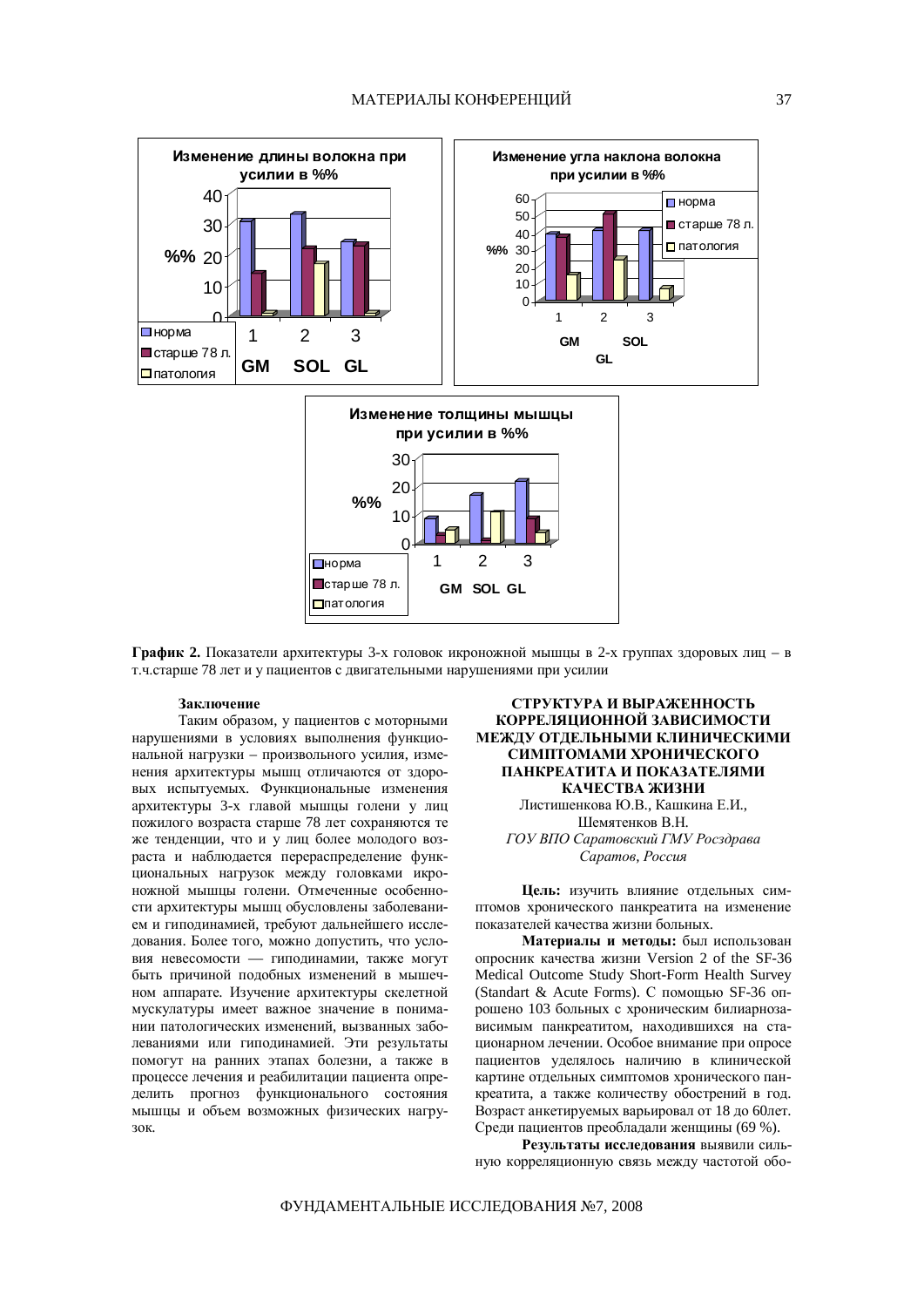**График 2.** Показатели архитектуры 3-х головок икроножной мышцы в 2-х группах здоровых лиц – в т.ч.старше 78 лет и у пациентов с двигательными нарушениями при усилии

### Заключение

Таким образом, у пациентов с моторными нарушениями в условиях выполнения функциональной нагрузки – произвольного усилия, изменения архитектуры мышц отличаются от здоровых испытуемых. Функциональные изменения архитектуры 3-х главой мышцы голени у лиц пожилого возраста старше 78 лет сохраняются те же тенденции, что и у лиц более молодого возраста и наблюдается перераспределение функциональных нагрузок между головками икроножной мышцы голени. Отмеченные особенности архитектуры мышц обусловлены заболеванием и гиподинамией, требуют дальнейшего исследования. Более того, можно допустить, что условия невесомости — гиподинамии, также могут быть причиной подобных изменений в мышечном аппарате. Изучение архитектуры скелетной мускулатуры имеет важное значение в понимании патологических изменений, вызванных заболеваниями или гиподинамией. Эти результаты помогут на ранних этапах болезни, а также в процессе лечения и реабилитации пациента определить прогноз функционального состояния мышцы и объем возможных физических нагрузок.

## СТРУКТУРА И ВЫРАЖЕННОСТЬ КОРРЕЛЯЦИОННОЙ ЗАВИСИМОСТИ МЕЖДУ ОТДЕЛЬНЫМИ КЛИНИЧЕСКИМИ СИМПТОМАМИ ХРОНИЧЕСКОГО ПАНКРЕАТИТА И ПОКАЗАТЕЛЯМИ КАЧЕСТВА ЖИЗНИ

Листишенкова Ю.В., Кашкина Е.И., Шемятенков В.Н.

*ГОУ ВПО Саратовский ГМУ Росздрава*
*Саратов, Россия*

**Цель:** изучить влияние отдельных симптомов хронического панкреатита на изменение показателей качества жизни больных.

**Материалы и методы:** был использован опросник качества жизни Version 2 of the SF-36 Medical Outcome Study Short-Form Health Survey (Standart & Acute Forms). С помощью SF-36 опрошено 103 больных с хроническим билиарнозависимым панкреатитом, находившихся на стационарном лечении. Особое внимание при опросе пациентов уделялось наличию в клинической картине отдельных симптомов хронического панкреатита, а также количеству обострений в год. Возраст анкетируемых варьировал от 18 до 60лет. Среди пациентов преобладали женщины (69 %).

**Результаты исследования** выявили сильную корреляционную связь между частотой обо-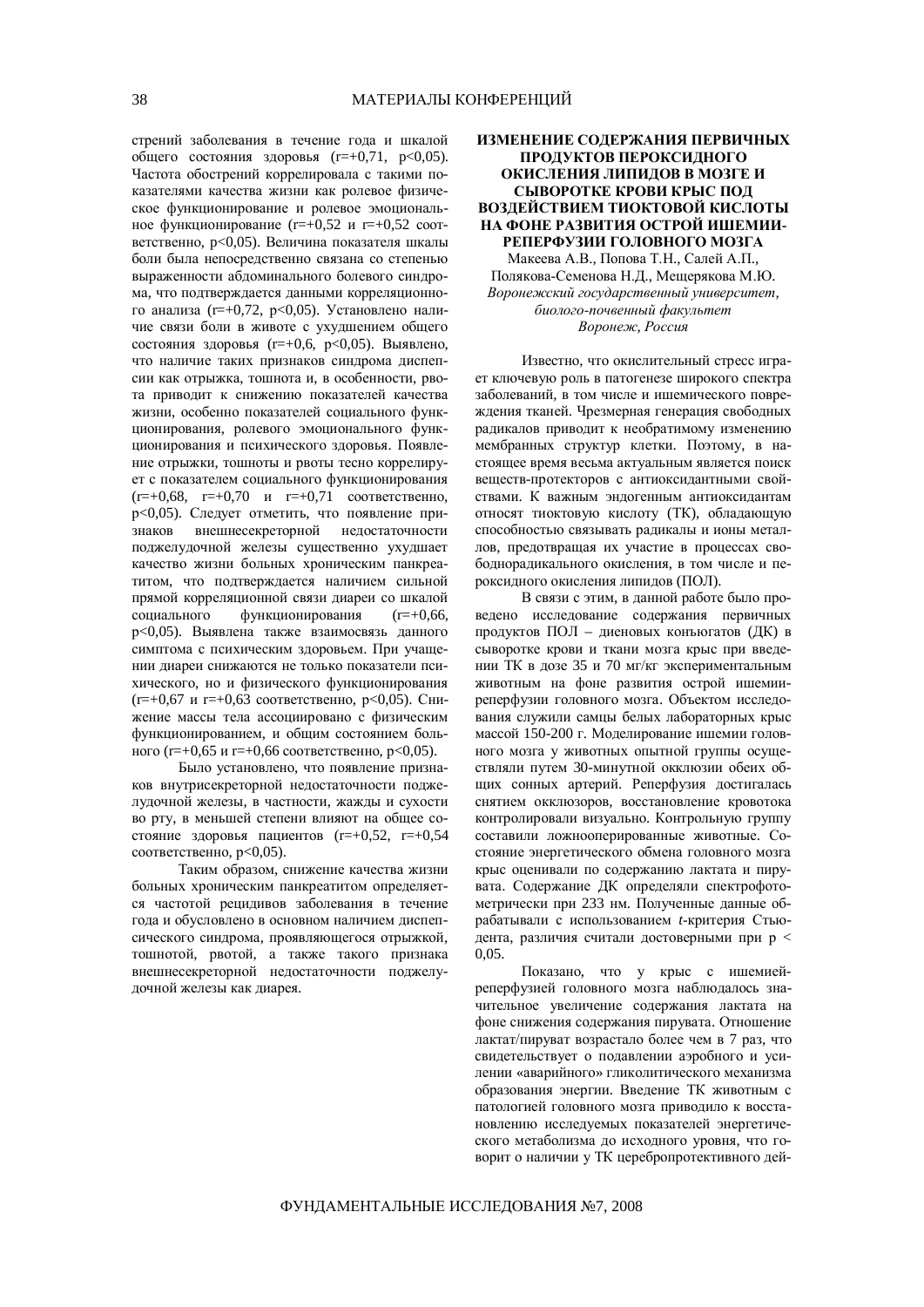стрений заболевания в течение года и шкалой общего состояния здоровья ($r=+0,71$, $p<0,05$). Частота обострений коррелировала с такими показателями качества жизни как ролевое физическое функционирование и ролевое эмоциональное функционирование ($r=+0,52$ и $r=+0,52$ соответственно, $p<0,05$). Величина показателя шкалы боли была непосредственно связана со степенью выраженности абдоминального болевого синдрома, что подтверждается данными корреляционного анализа ($r=+0,72$, $p<0,05$). Установлено наличие связи боли в животе с ухудшением общего состояния здоровья ($r=+0,6$, $p<0,05$). Выявлено, что наличие таких признаков синдрома диспепсии как отрыжка, тошнота и, в особенности, рвота приводит к снижению показателей качества жизни, особенно показателей социального функционирования, ролевого эмоционального функционирования и психического здоровья. Появление отрыжки, тошноты и рвоты тесно коррелирует с показателем социального функционирования ($r=+0,68$, $r=+0,70$ и $r=+0,71$ соответственно, $p<0,05$). Следует отметить, что появление признаков внешнесекреторной недостаточности поджелудочной железы существенно ухудшает качество жизни больных хроническим панкреатитом, что подтверждается наличием сильной прямой корреляционной связи диареи со шкалой социального функционирования ($r=+0,66$, $p<0,05$). Выявлена также взаимосвязь данного симптома с психическим здоровьем. При учащении диареи снижаются не только показатели психического, но и физического функционирования ($r=+0,67$ и $r=+0,63$ соответственно, $p<0,05$). Снижение массы тела ассоциировано с физическим функционированием, и общим состоянием больного ($r=+0,65$ и $r=+0,66$ соответственно, $p<0,05$).

Было установлено, что появление признаков внутрисекреторной недостаточности поджелудочной железы, в частности, жажды и сухости во рту, в меньшей степени влияют на общее состояние здоровья пациентов ($r=+0,52$, $r=+0,54$ соответственно, $p<0,05$).

Таким образом, снижение качества жизни больных хроническим панкреатитом определяется частотой рецидивов заболевания в течение года и обусловлено в основном наличием диспепсического синдрома, проявляющегося отрыжкой, тошнотой, рвотой, а также такого признака внешнесекреторной недостаточности поджелудочной железы как диарея.

## ИЗМЕНЕНИЕ СОДЕРЖАНИЯ ПЕРВИЧНЫХ ПРОДУКТОВ ПЕРОКСИДНОГО ОКИСЛЕНИЯ ЛИПИДОВ В МОЗГЕ И СЫВОРОТКЕ КРОВИ КРЫС ПОД ВОЗДЕЙСТВИЕМ ТИОКТОВОЙ КИСЛОТЫ НА ФОНЕ РАЗВИТИЯ ОСТРОЙ ИШЕМИИ-РЕПЕРФУЗИИ ГОЛОВНОГО МОЗГА

Макеева А.В., Попова Т.Н., Салей А.П., Полякова-Семенова Н.Д., Мещерякова М.Ю.

*Воронежский государственный университет, биолого-почвенный факультет*
*Воронеж, Россия*

Известно, что окислительный стресс играет ключевую роль в патогенезе широкого спектра заболеваний, в том числе и ишемического повреждения тканей. Чрезмерная генерация свободных радикалов приводит к необратимому изменению мембранных структур клетки. Поэтому, в настоящее время весьма актуальным является поиск веществ-протекторов с антиоксидантными свойствами. К важным эндогенным антиоксидантам относят тиоктовую кислоту (ТК), обладающую способностью связывать радикалы и ионы металлов, предотвращая их участие в процессах свободнорадикального окисления, в том числе и пероксидного окисления липидов (ПОЛ).

В связи с этим, в данной работе было проведено исследование содержания первичных продуктов ПОЛ – диеновых конъюгатов (ДК) в сыворотке крови и ткани мозга крыс при введении ТК в дозе 35 и 70 мг/кг экспериментальным животным на фоне развития острой ишемии-реперфузии головного мозга. Объектом исследования служили самцы белых лабораторных крыс массой 150-200 г. Моделирование ишемии головного мозга у животных опытной группы осуществляли путем 30-минутной окклюзии обеих общих сонных артерий. Реперфузия достигалась снятием окклюзоров, восстановление кровотока контролировали визуально. Контрольную группу составили ложнооперированные животные. Состояние энергетического обмена головного мозга крыс оценивали по содержанию лактата и пирувата. Содержание ДК определяли спектрофотометрически при 233 нм. Полученные данные обрабатывали с использованием *t*-критерия Стьюдента, различия считали достоверными при $p < 0,05$.

Показано, что у крыс с ишемией-реперфузией головного мозга наблюдалось значительное увеличение содержания лактата на фоне снижения содержания пирувата. Отношение лактат/пируват возрастало более чем в 7 раз, что свидетельствует о подавлении аэробного и усилении «аварийного» гликолитического механизма образования энергии. Введение ТК животным с патологией головного мозга приводило к восстановлению исследуемых показателей энергетического метаболизма до исходного уровня, что говорит о наличии у ТК церебропротективного дей-